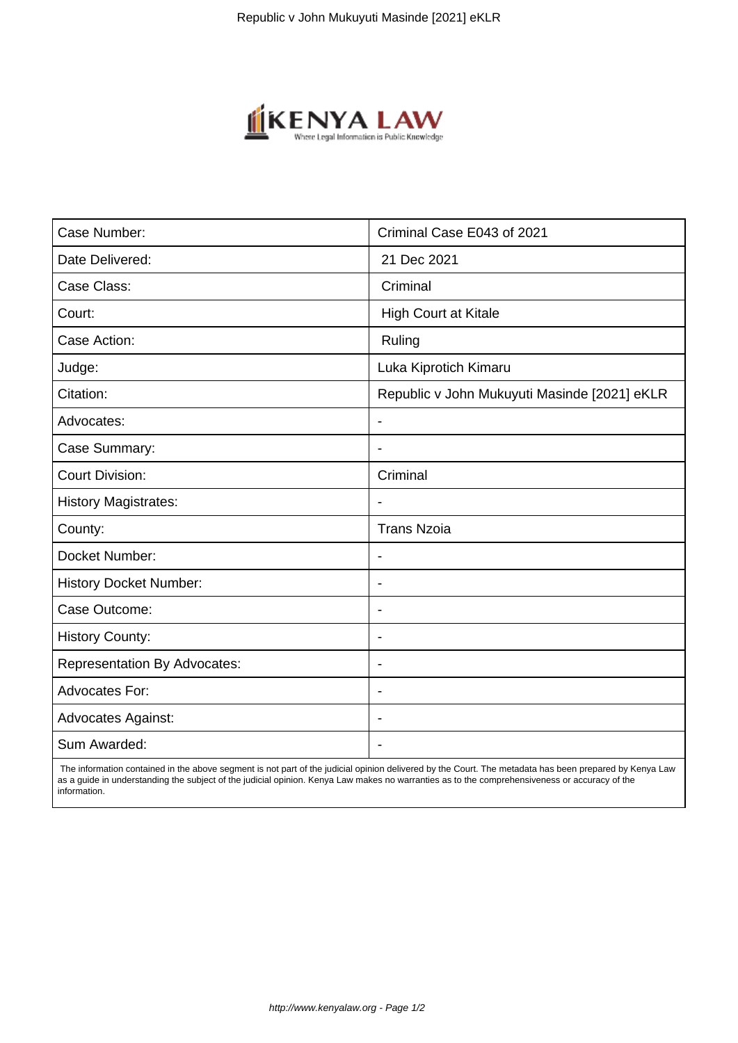| | |
|---|---|
| Case Number: | Criminal Case E043 of 2021 |
| Date Delivered: | 21 Dec 2021 |
| Case Class: | Criminal |
| Court: | High Court at Kitale |
| Case Action: | Ruling |
| Judge: | Luka Kiprotich Kimaru |
| Citation: | Republic v John Mukuyuti Masinde [2021] eKLR |
| Advocates: | - |
| Case Summary: | - |
| Court Division: | Criminal |
| History Magistrates: | - |
| County: | Trans Nzoia |
| Docket Number: | - |
| History Docket Number: | - |
| Case Outcome: | - |
| History County: | - |
| Representation By Advocates: | - |
| Advocates For: | - |
| Advocates Against: | - |
| Sum Awarded: | - |

The information contained in the above segment is not part of the judicial opinion delivered by the Court. The metadata has been prepared by Kenya Law as a guide in understanding the subject of the judicial opinion. Kenya Law makes no warranties as to the comprehensiveness or accuracy of the information.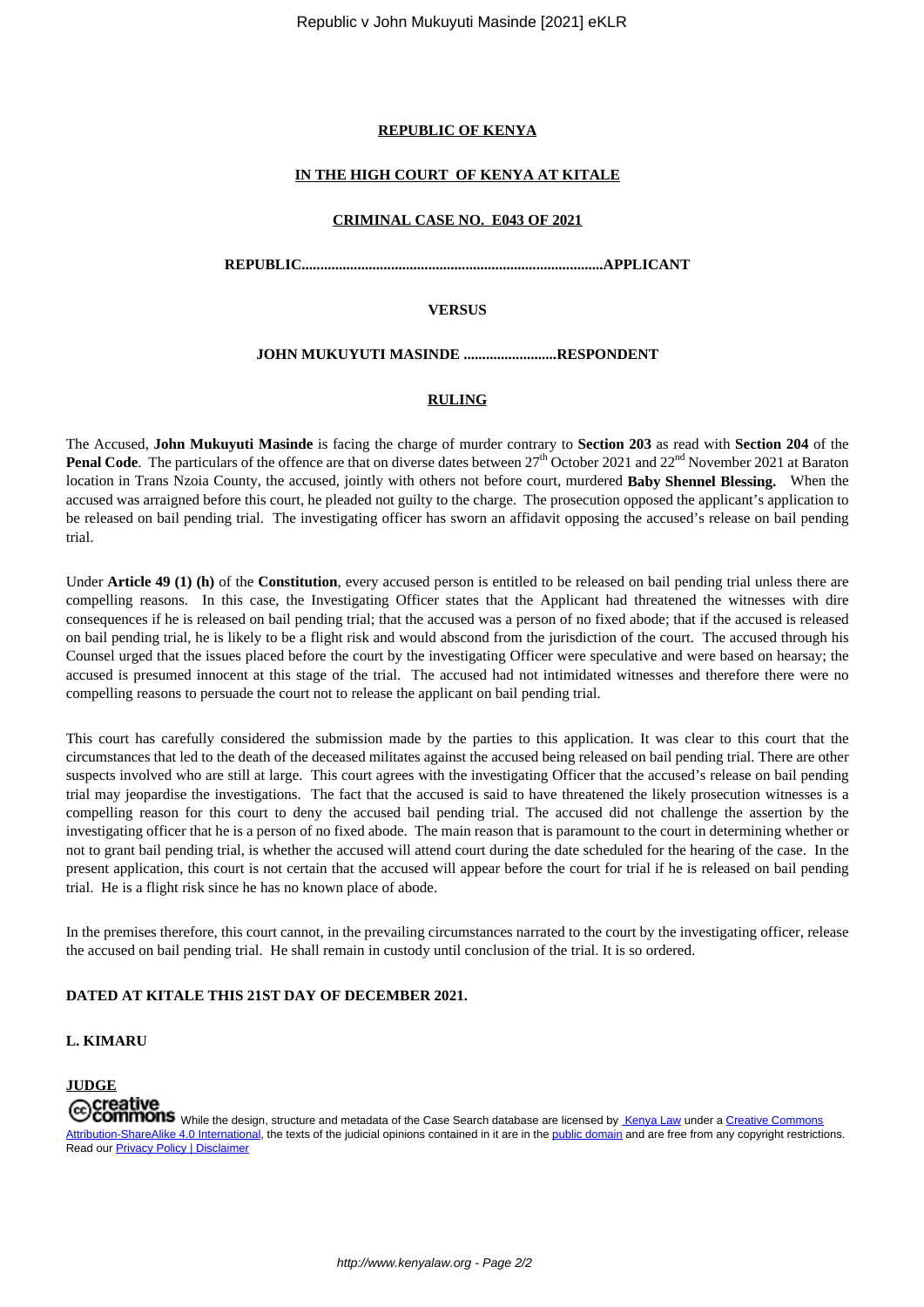**REPUBLIC OF KENYA**

**IN THE HIGH COURT OF KENYA AT KITALE**

**CRIMINAL CASE NO. E043 OF 2021**

**REPUBLIC.................................................................................APPLICANT**

**VERSUS**

**JOHN MUKUYUTI MASINDE .........................RESPONDENT**

**RULING**

The Accused, **John Mukuyuti Masinde** is facing the charge of murder contrary to **Section 203** as read with **Section 204** of the **Penal Code**. The particulars of the offence are that on diverse dates between 27th October 2021 and 22nd November 2021 at Baraton location in Trans Nzoia County, the accused, jointly with others not before court, murdered **Baby Shennel Blessing.** When the accused was arraigned before this court, he pleaded not guilty to the charge. The prosecution opposed the applicant's application to be released on bail pending trial. The investigating officer has sworn an affidavit opposing the accused's release on bail pending trial.

Under **Article 49 (1) (h)** of the **Constitution**, every accused person is entitled to be released on bail pending trial unless there are compelling reasons. In this case, the Investigating Officer states that the Applicant had threatened the witnesses with dire consequences if he is released on bail pending trial; that the accused was a person of no fixed abode; that if the accused is released on bail pending trial, he is likely to be a flight risk and would abscond from the jurisdiction of the court. The accused through his Counsel urged that the issues placed before the court by the investigating Officer were speculative and were based on hearsay; the accused is presumed innocent at this stage of the trial. The accused had not intimidated witnesses and therefore there were no compelling reasons to persuade the court not to release the applicant on bail pending trial.

This court has carefully considered the submission made by the parties to this application. It was clear to this court that the circumstances that led to the death of the deceased militates against the accused being released on bail pending trial. There are other suspects involved who are still at large. This court agrees with the investigating Officer that the accused's release on bail pending trial may jeopardise the investigations. The fact that the accused is said to have threatened the likely prosecution witnesses is a compelling reason for this court to deny the accused bail pending trial. The accused did not challenge the assertion by the investigating officer that he is a person of no fixed abode. The main reason that is paramount to the court in determining whether or not to grant bail pending trial, is whether the accused will attend court during the date scheduled for the hearing of the case. In the present application, this court is not certain that the accused will appear before the court for trial if he is released on bail pending trial. He is a flight risk since he has no known place of abode.

In the premises therefore, this court cannot, in the prevailing circumstances narrated to the court by the investigating officer, release the accused on bail pending trial. He shall remain in custody until conclusion of the trial. It is so ordered.

**DATED AT KITALE THIS 21ST DAY OF DECEMBER 2021.**

**L. KIMARU**

**JUDGE**

While the design, structure and metadata of the Case Search database are licensed by Kenya Law under a Creative Commons Attribution-ShareAlike 4.0 International, the texts of the judicial opinions contained in it are in the public domain and are free from any copyright restrictions. Read our Privacy Policy | Disclaimer